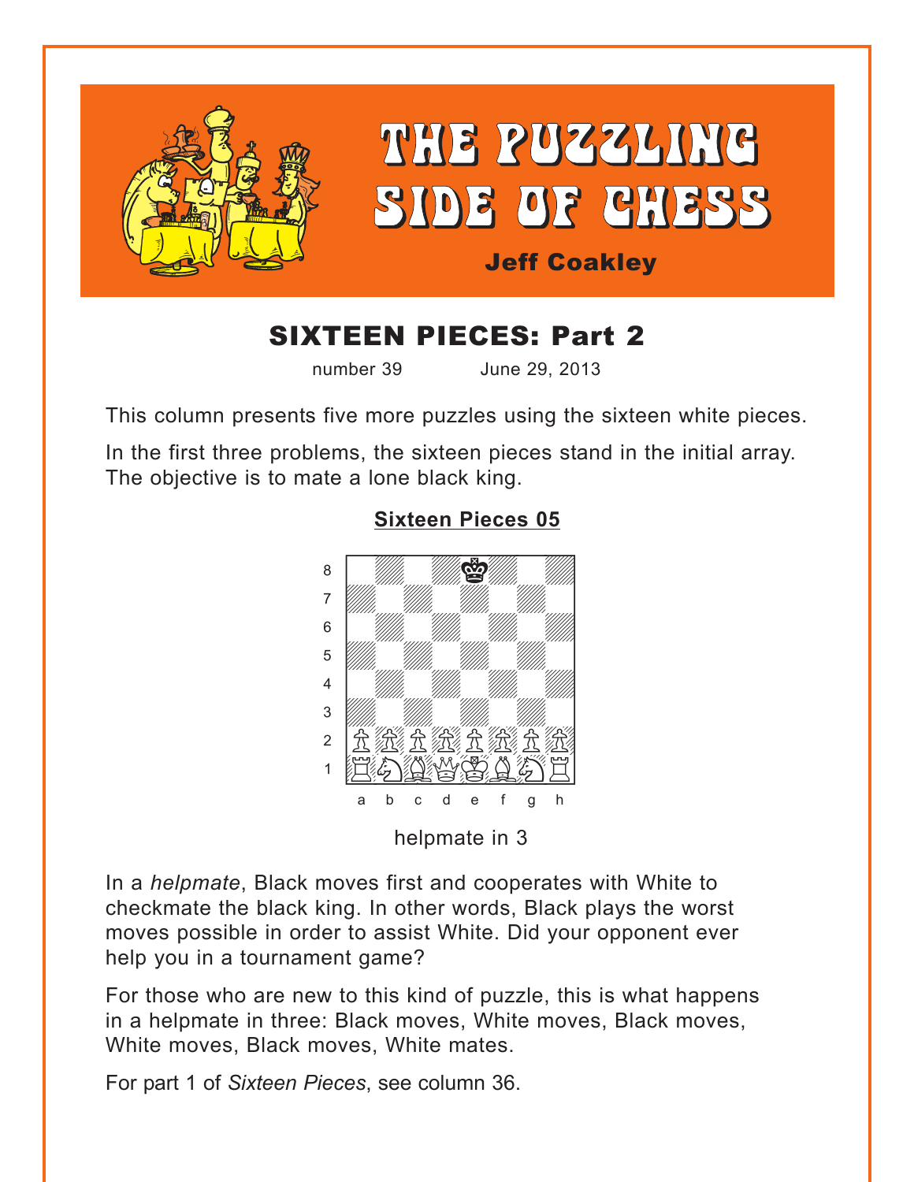# THE PUZZLING SIDE OF CHESS

**Jeff Coakley**

## SIXTEEN PIECES: Part 2

number 39 June 29, 2013

This column presents five more puzzles using the sixteen white pieces.

In the first three problems, the sixteen pieces stand in the initial array. The objective is to mate a lone black king.

### Sixteen Pieces 05

helpmate in 3

In a *helpmate*, Black moves first and cooperates with White to checkmate the black king. In other words, Black plays the worst moves possible in order to assist White. Did your opponent ever help you in a tournament game?

For those who are new to this kind of puzzle, this is what happens in a helpmate in three: Black moves, White moves, Black moves, White moves, Black moves, White mates.

For part 1 of *Sixteen Pieces*, see column 36.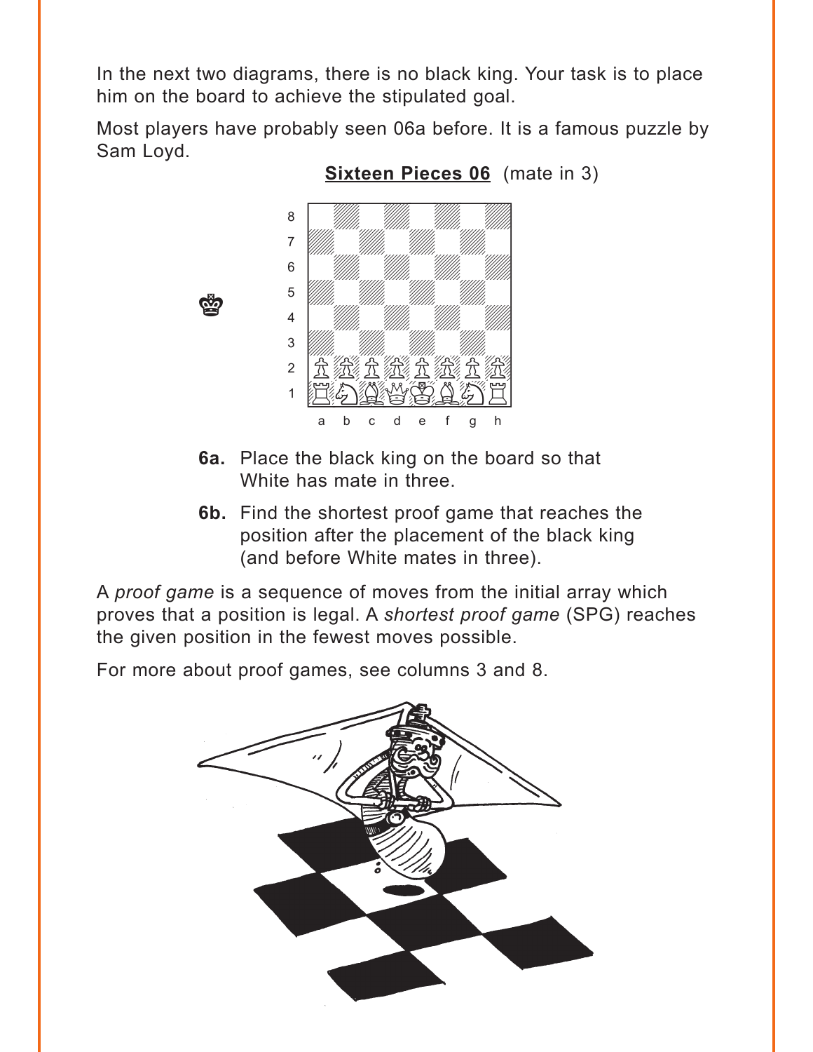In the next two diagrams, there is no black king. Your task is to place him on the board to achieve the stipulated goal.

Most players have probably seen 06a before. It is a famous puzzle by Sam Loyd.

**Sixteen Pieces 06** (mate in 3)

- **6a.** Place the black king on the board so that White has mate in three.
- **6b.** Find the shortest proof game that reaches the position after the placement of the black king (and before White mates in three).

A *proof game* is a sequence of moves from the initial array which proves that a position is legal. A *shortest proof game* (SPG) reaches the given position in the fewest moves possible.

For more about proof games, see columns 3 and 8.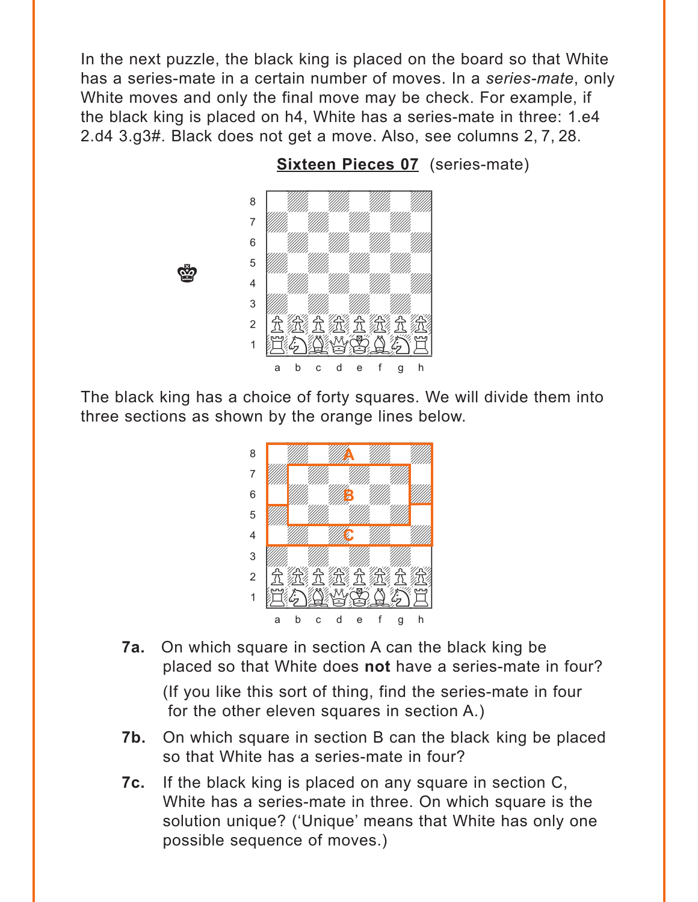In the next puzzle, the black king is placed on the board so that White has a series-mate in a certain number of moves. In a *series-mate*, only White moves and only the final move may be check. For example, if the black king is placed on h4, White has a series-mate in three: 1.e4 2.d4 3.g3#. Black does not get a move. Also, see columns 2, 7, 28.

**Sixteen Pieces 07** (series-mate)

The black king has a choice of forty squares. We will divide them into three sections as shown by the orange lines below.

**7a.** On which square in section A can the black king be placed so that White does **not** have a series-mate in four?

(If you like this sort of thing, find the series-mate in four for the other eleven squares in section A.)

**7b.** On which square in section B can the black king be placed so that White has a series-mate in four?

**7c.** If the black king is placed on any square in section C, White has a series-mate in three. On which square is the solution unique? ('Unique' means that White has only one possible sequence of moves.)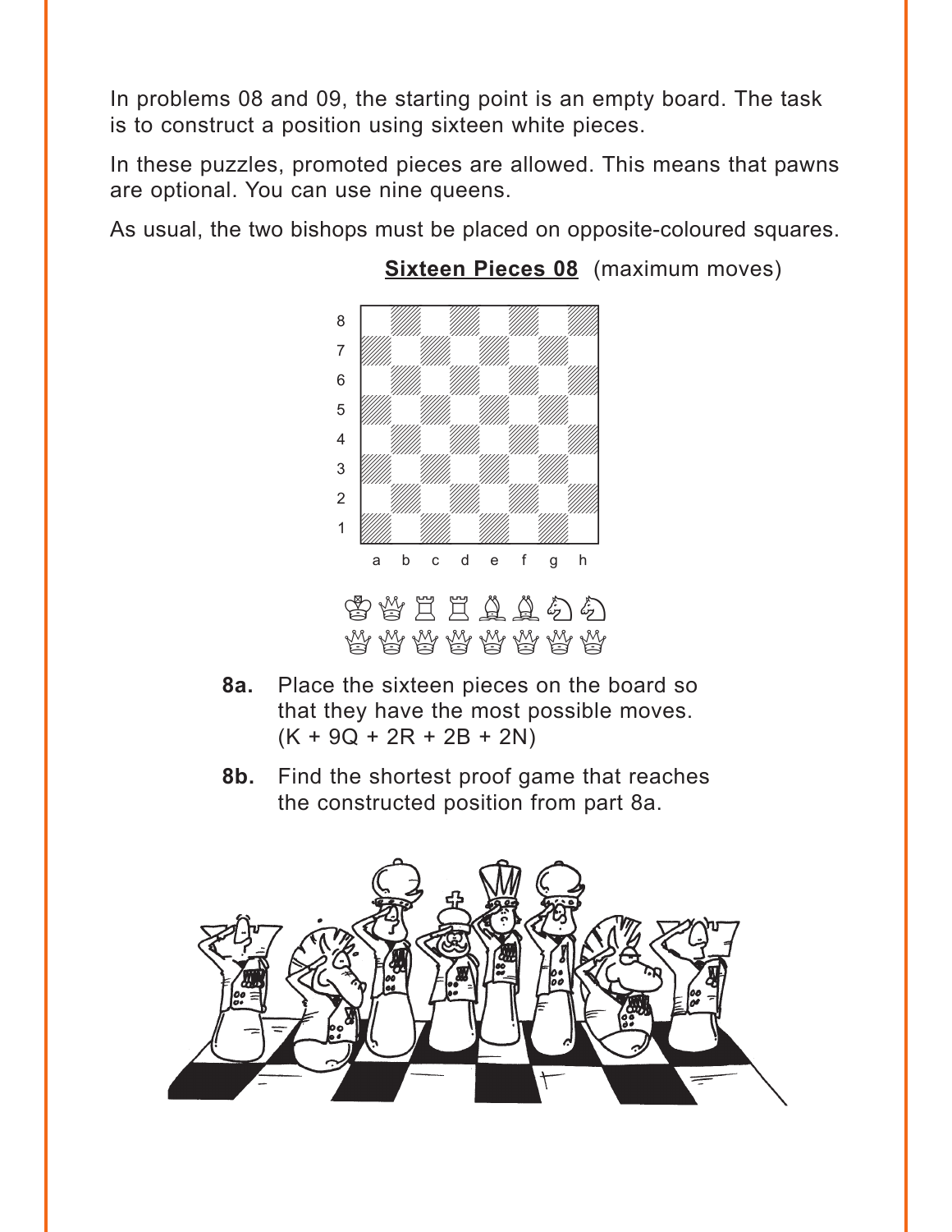In problems 08 and 09, the starting point is an empty board. The task is to construct a position using sixteen white pieces.

In these puzzles, promoted pieces are allowed. This means that pawns are optional. You can use nine queens.

As usual, the two bishops must be placed on opposite-coloured squares.

**Sixteen Pieces 08** (maximum moves)

♔♕♖♖♗♗♘♘
♕♕♕♕♕♕♕♕

**8a.** Place the sixteen pieces on the board so that they have the most possible moves. (K + 9Q + 2R + 2B + 2N)

**8b.** Find the shortest proof game that reaches the constructed position from part 8a.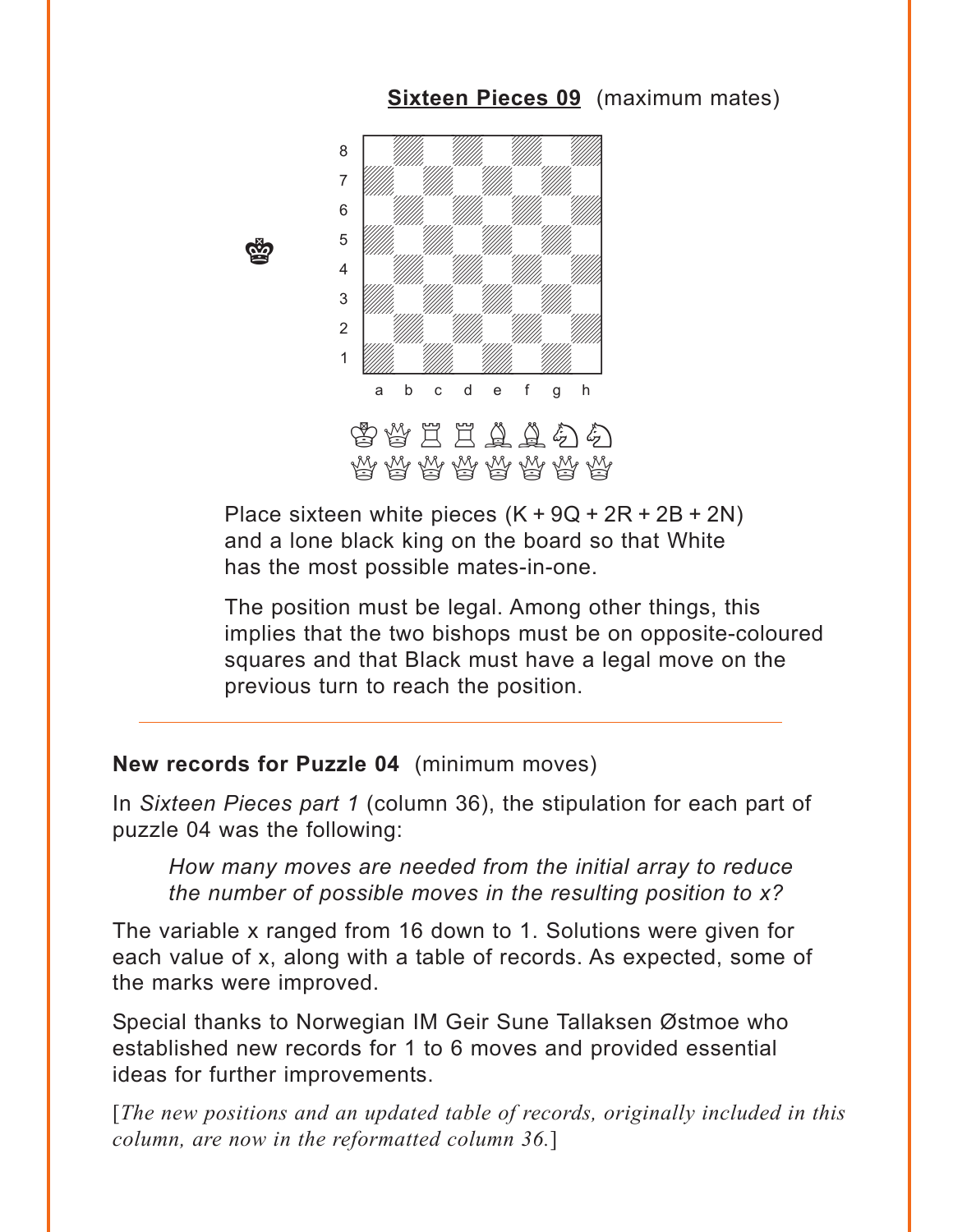**Sixteen Pieces 09** (maximum mates)

Place sixteen white pieces (K + 9Q + 2R + 2B + 2N) and a lone black king on the board so that White has the most possible mates-in-one.

The position must be legal. Among other things, this implies that the two bishops must be on opposite-coloured squares and that Black must have a legal move on the previous turn to reach the position.

---

**New records for Puzzle 04** (minimum moves)

In *Sixteen Pieces part 1* (column 36), the stipulation for each part of puzzle 04 was the following:

> *How many moves are needed from the initial array to reduce the number of possible moves in the resulting position to x?*

The variable x ranged from 16 down to 1. Solutions were given for each value of x, along with a table of records. As expected, some of the marks were improved.

Special thanks to Norwegian IM Geir Sune Tallaksen Østmoe who established new records for 1 to 6 moves and provided essential ideas for further improvements.

[*The new positions and an updated table of records, originally included in this column, are now in the reformatted column 36.*]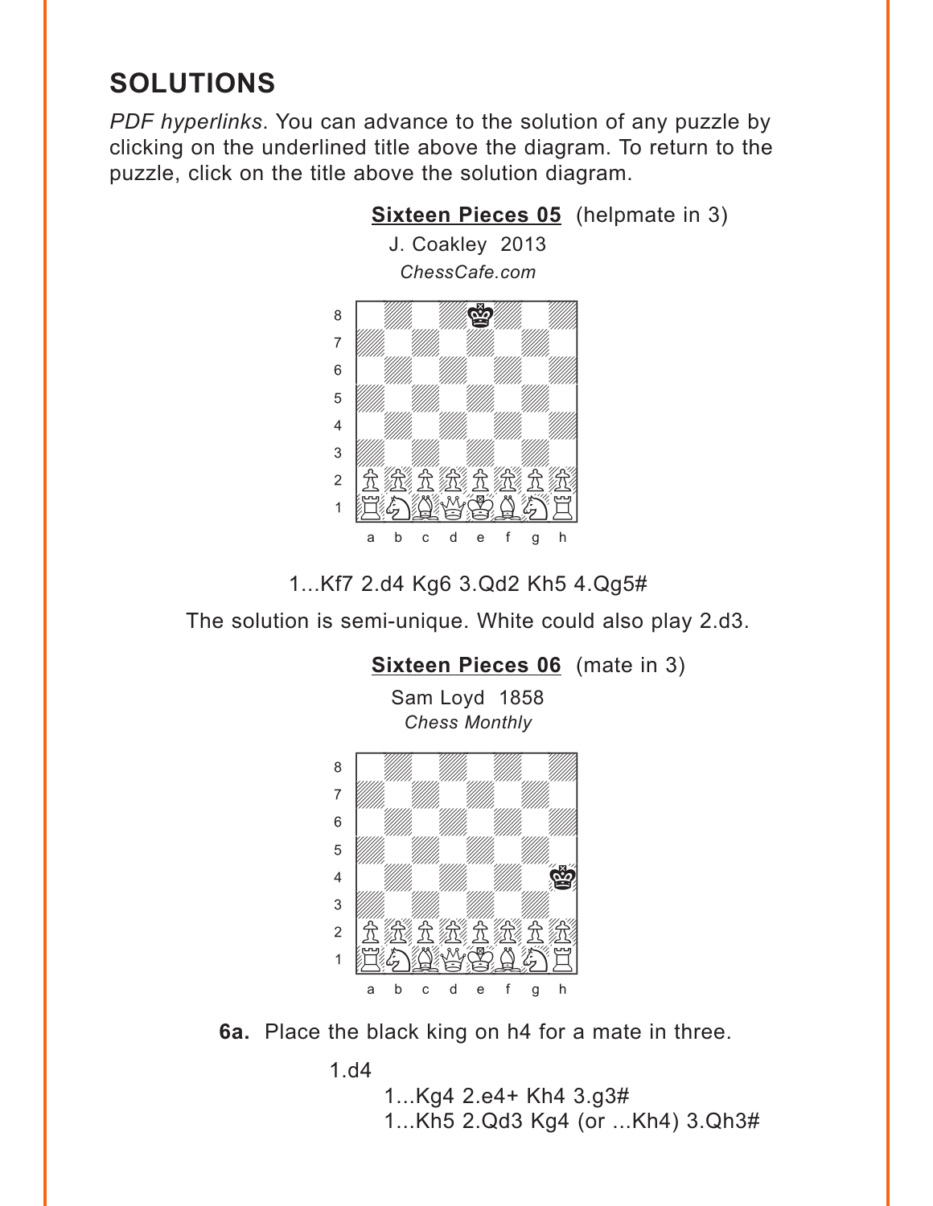## SOLUTIONS

*PDF hyperlinks*. You can advance to the solution of any puzzle by clicking on the underlined title above the diagram. To return to the puzzle, click on the title above the solution diagram.

**Sixteen Pieces 05** (helpmate in 3)

J. Coakley 2013

*ChessCafe.com*

1...Kf7 2.d4 Kg6 3.Qd2 Kh5 4.Qg5#

The solution is semi-unique. White could also play 2.d3.

**Sixteen Pieces 06** (mate in 3)

Sam Loyd 1858

*Chess Monthly*

**6a.** Place the black king on h4 for a mate in three.

1.d4

1...Kg4 2.e4+ Kh4 3.g3#

1...Kh5 2.Qd3 Kg4 (or ...Kh4) 3.Qh3#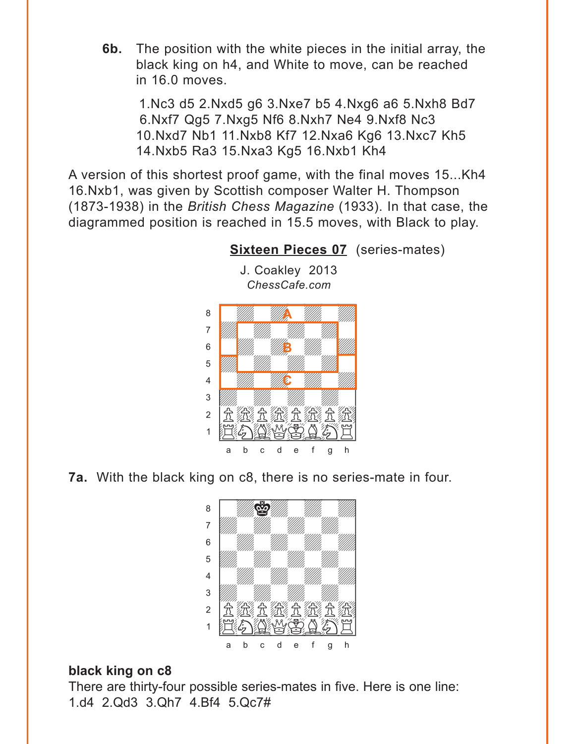**6b.** The position with the white pieces in the initial array, the black king on h4, and White to move, can be reached in 16.0 moves.

1.Nc3 d5 2.Nxd5 g6 3.Nxe7 b5 4.Nxg6 a6 5.Nxh8 Bd7 6.Nxf7 Qg5 7.Nxg5 Nf6 8.Nxh7 Ne4 9.Nxf8 Nc3 10.Nxd7 Nb1 11.Nxb8 Kf7 12.Nxa6 Kg6 13.Nxc7 Kh5 14.Nxb5 Ra3 15.Nxa3 Kg5 16.Nxb1 Kh4

A version of this shortest proof game, with the final moves 15...Kh4 16.Nxb1, was given by Scottish composer Walter H. Thompson (1873-1938) in the *British Chess Magazine* (1933). In that case, the diagrammed position is reached in 15.5 moves, with Black to play.

**Sixteen Pieces 07** (series-mates)

J. Coakley 2013
*ChessCafe.com*

**7a.** With the black king on c8, there is no series-mate in four.

**black king on c8**

There are thirty-four possible series-mates in five. Here is one line:
1.d4 2.Qd3 3.Qh7 4.Bf4 5.Qc7#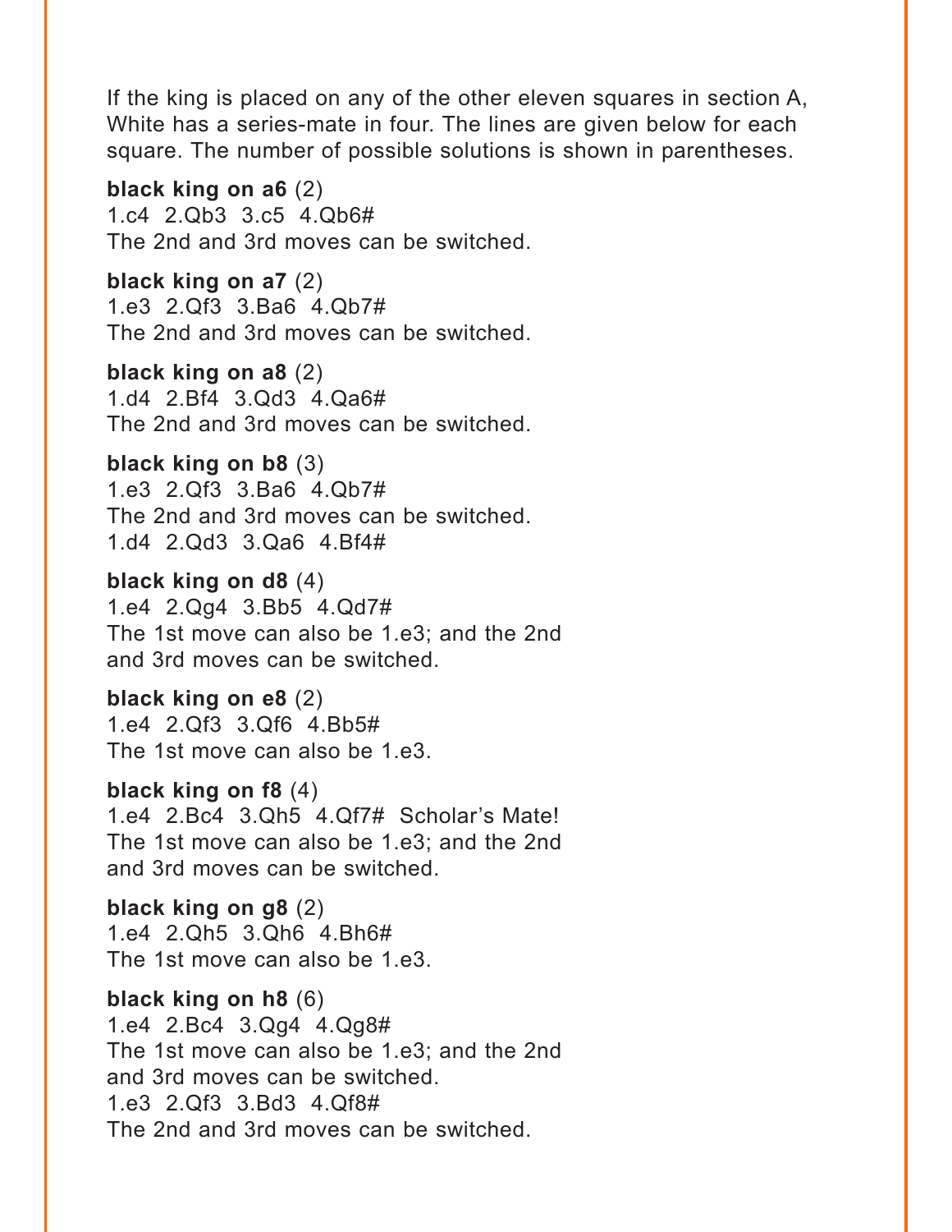If the king is placed on any of the other eleven squares in section A, White has a series-mate in four. The lines are given below for each square. The number of possible solutions is shown in parentheses.

**black king on a6** (2)
1.c4 2.Qb3 3.c5 4.Qb6#
The 2nd and 3rd moves can be switched.

**black king on a7** (2)
1.e3 2.Qf3 3.Ba6 4.Qb7#
The 2nd and 3rd moves can be switched.

**black king on a8** (2)
1.d4 2.Bf4 3.Qd3 4.Qa6#
The 2nd and 3rd moves can be switched.

**black king on b8** (3)
1.e3 2.Qf3 3.Ba6 4.Qb7#
The 2nd and 3rd moves can be switched.
1.d4 2.Qd3 3.Qa6 4.Bf4#

**black king on d8** (4)
1.e4 2.Qg4 3.Bb5 4.Qd7#
The 1st move can also be 1.e3; and the 2nd and 3rd moves can be switched.

**black king on e8** (2)
1.e4 2.Qf3 3.Qf6 4.Bb5#
The 1st move can also be 1.e3.

**black king on f8** (4)
1.e4 2.Bc4 3.Qh5 4.Qf7# Scholar's Mate!
The 1st move can also be 1.e3; and the 2nd and 3rd moves can be switched.

**black king on g8** (2)
1.e4 2.Qh5 3.Qh6 4.Bh6#
The 1st move can also be 1.e3.

**black king on h8** (6)
1.e4 2.Bc4 3.Qg4 4.Qg8#
The 1st move can also be 1.e3; and the 2nd and 3rd moves can be switched.
1.e3 2.Qf3 3.Bd3 4.Qf8#
The 2nd and 3rd moves can be switched.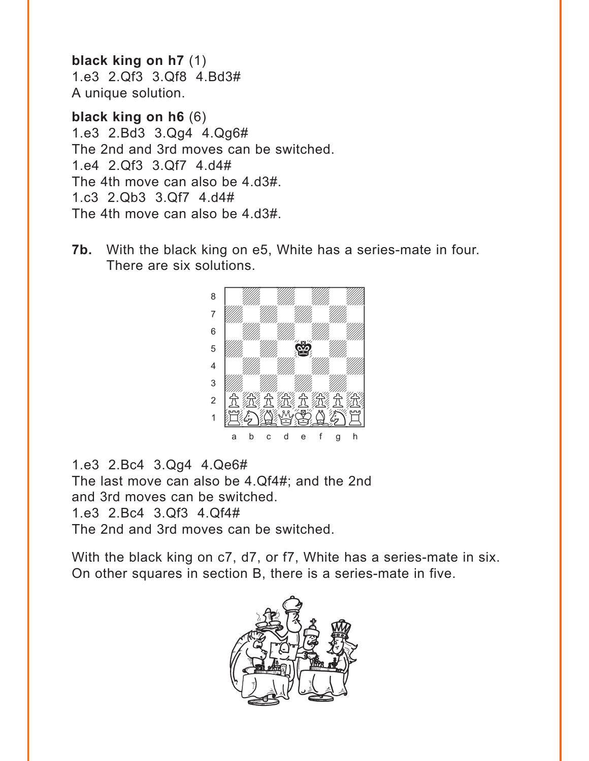**black king on h7** (1)
1.e3 2.Qf3 3.Qf8 4.Bd3#
A unique solution.

**black king on h6** (6)
1.e3 2.Bd3 3.Qg4 4.Qg6#
The 2nd and 3rd moves can be switched.
1.e4 2.Qf3 3.Qf7 4.d4#
The 4th move can also be 4.d3#.
1.c3 2.Qb3 3.Qf7 4.d4#
The 4th move can also be 4.d3#.

**7b.** With the black king on e5, White has a series-mate in four. There are six solutions.

1.e3 2.Bc4 3.Qg4 4.Qe6#
The last move can also be 4.Qf4#; and the 2nd and 3rd moves can be switched.
1.e3 2.Bc4 3.Qf3 4.Qf4#
The 2nd and 3rd moves can be switched.

With the black king on c7, d7, or f7, White has a series-mate in six. On other squares in section B, there is a series-mate in five.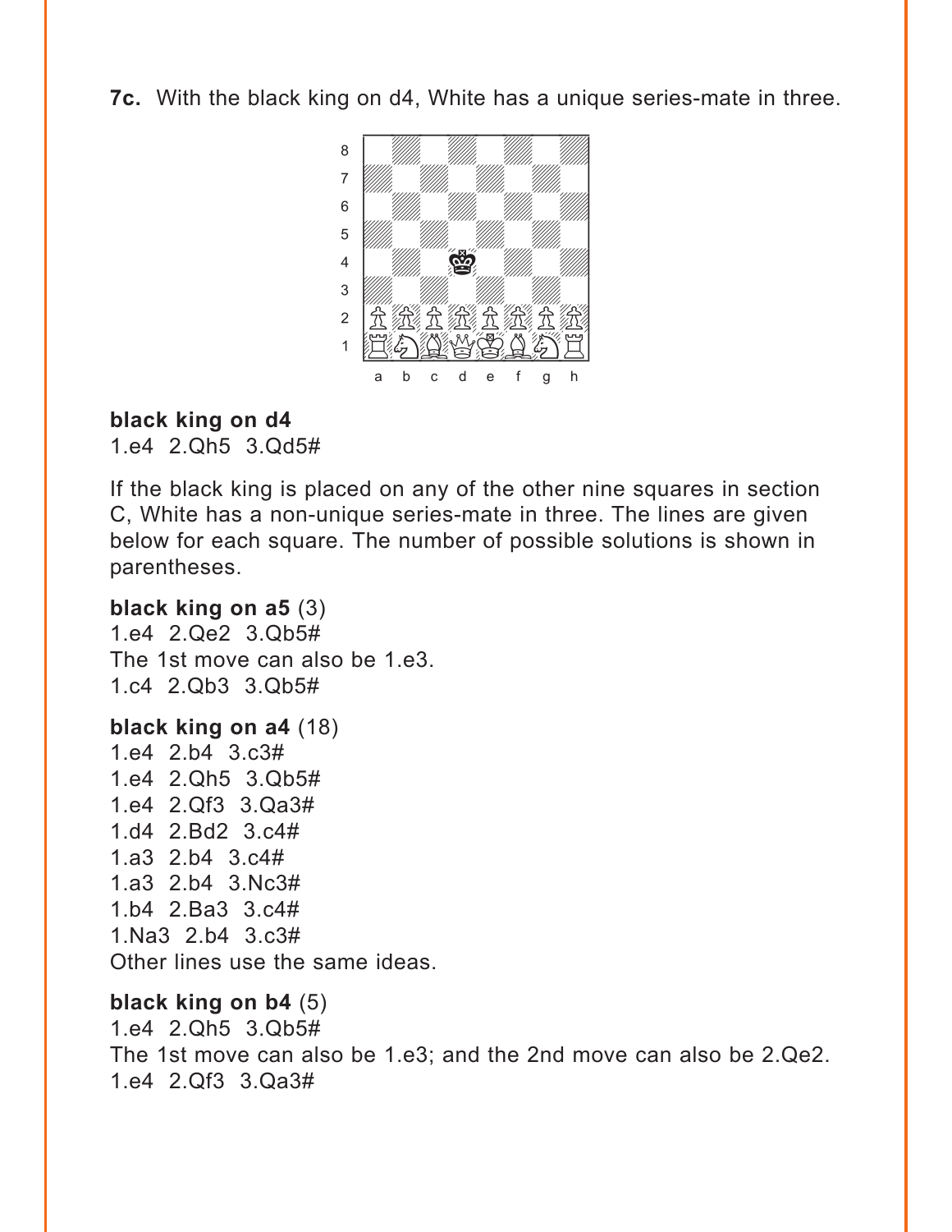**7c.** With the black king on d4, White has a unique series-mate in three.

**black king on d4**
1.e4 2.Qh5 3.Qd5#

If the black king is placed on any of the other nine squares in section C, White has a non-unique series-mate in three. The lines are given below for each square. The number of possible solutions is shown in parentheses.

**black king on a5** (3)
1.e4 2.Qe2 3.Qb5#
The 1st move can also be 1.e3.
1.c4 2.Qb3 3.Qb5#

**black king on a4** (18)
1.e4 2.b4 3.c3#
1.e4 2.Qh5 3.Qb5#
1.e4 2.Qf3 3.Qa3#
1.d4 2.Bd2 3.c4#
1.a3 2.b4 3.c4#
1.a3 2.b4 3.Nc3#
1.b4 2.Ba3 3.c4#
1.Na3 2.b4 3.c3#
Other lines use the same ideas.

**black king on b4** (5)
1.e4 2.Qh5 3.Qb5#
The 1st move can also be 1.e3; and the 2nd move can also be 2.Qe2.
1.e4 2.Qf3 3.Qa3#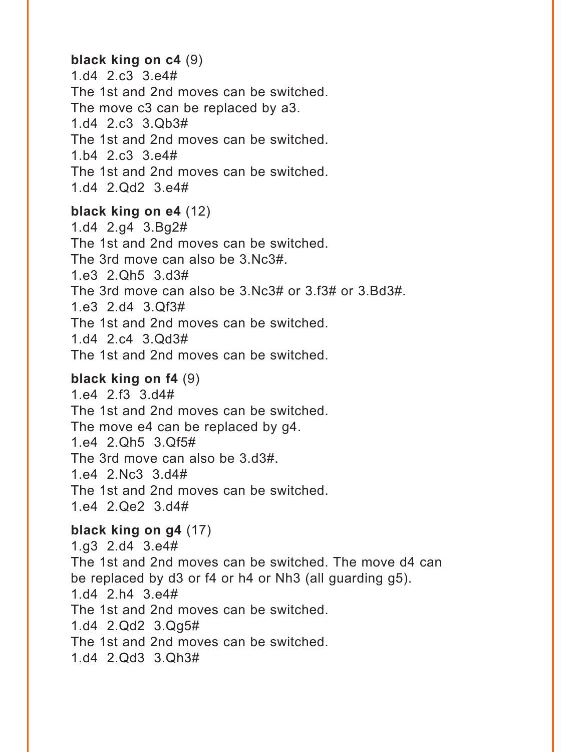**black king on c4** (9)

1.d4 2.c3 3.e4#

The 1st and 2nd moves can be switched.

The move c3 can be replaced by a3.

1.d4 2.c3 3.Qb3#

The 1st and 2nd moves can be switched.

1.b4 2.c3 3.e4#

The 1st and 2nd moves can be switched.

1.d4 2.Qd2 3.e4#

**black king on e4** (12)

1.d4 2.g4 3.Bg2#

The 1st and 2nd moves can be switched.

The 3rd move can also be 3.Nc3#.

1.e3 2.Qh5 3.d3#

The 3rd move can also be 3.Nc3# or 3.f3# or 3.Bd3#.

1.e3 2.d4 3.Qf3#

The 1st and 2nd moves can be switched.

1.d4 2.c4 3.Qd3#

The 1st and 2nd moves can be switched.

**black king on f4** (9)

1.e4 2.f3 3.d4#

The 1st and 2nd moves can be switched.

The move e4 can be replaced by g4.

1.e4 2.Qh5 3.Qf5#

The 3rd move can also be 3.d3#.

1.e4 2.Nc3 3.d4#

The 1st and 2nd moves can be switched.

1.e4 2.Qe2 3.d4#

**black king on g4** (17)

1.g3 2.d4 3.e4#

The 1st and 2nd moves can be switched. The move d4 can be replaced by d3 or f4 or h4 or Nh3 (all guarding g5).

1.d4 2.h4 3.e4#

The 1st and 2nd moves can be switched.

1.d4 2.Qd2 3.Qg5#

The 1st and 2nd moves can be switched.

1.d4 2.Qd3 3.Qh3#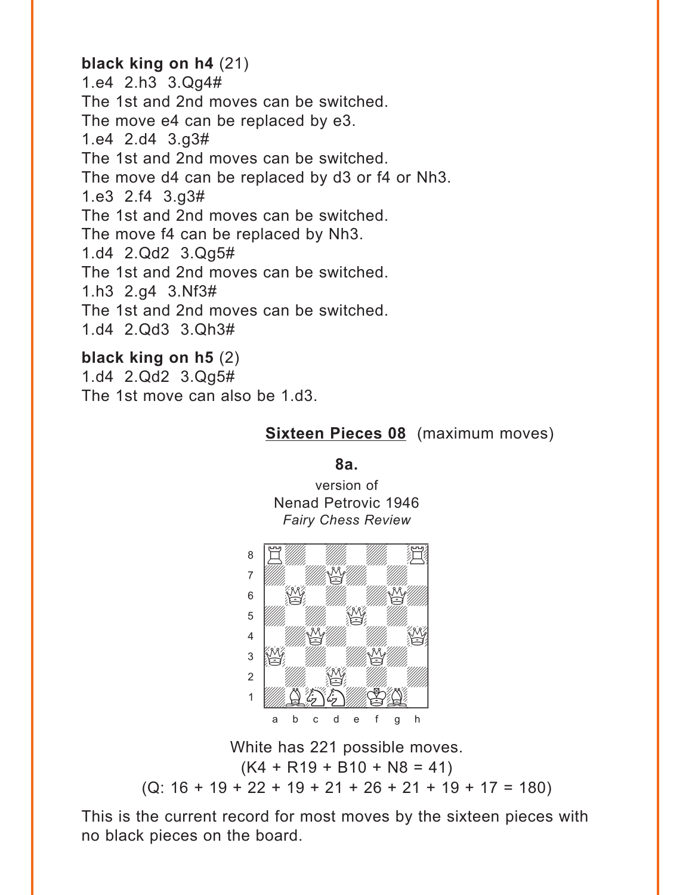**black king on h4** (21)

1.e4 2.h3 3.Qg4#

The 1st and 2nd moves can be switched.

The move e4 can be replaced by e3.

1.e4 2.d4 3.g3#

The 1st and 2nd moves can be switched.

The move d4 can be replaced by d3 or f4 or Nh3.

1.e3 2.f4 3.g3#

The 1st and 2nd moves can be switched.

The move f4 can be replaced by Nh3.

1.d4 2.Qd2 3.Qg5#

The 1st and 2nd moves can be switched.

1.h3 2.g4 3.Nf3#

The 1st and 2nd moves can be switched.

1.d4 2.Qd3 3.Qh3#

**black king on h5** (2)

1.d4 2.Qd2 3.Qg5#

The 1st move can also be 1.d3.

**Sixteen Pieces 08** (maximum moves)

**8a.**

version of
Nenad Petrovic 1946
*Fairy Chess Review*

White has 221 possible moves.
(K4 + R19 + B10 + N8 = 41)
(Q: 16 + 19 + 22 + 19 + 21 + 26 + 21 + 19 + 17 = 180)

This is the current record for most moves by the sixteen pieces with no black pieces on the board.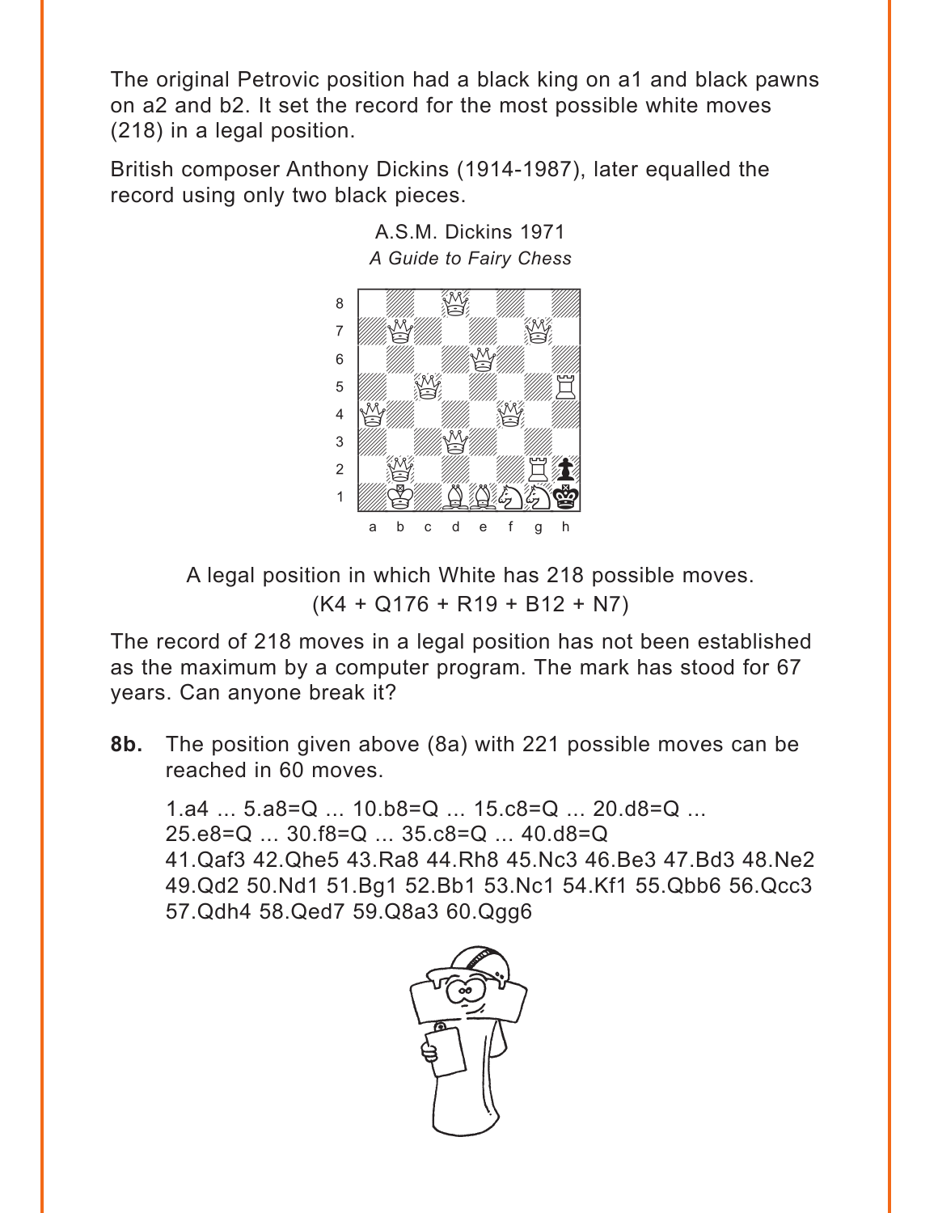The original Petrovic position had a black king on a1 and black pawns on a2 and b2. It set the record for the most possible white moves (218) in a legal position.

British composer Anthony Dickins (1914-1987), later equalled the record using only two black pieces.

A.S.M. Dickins 1971
*A Guide to Fairy Chess*

A legal position in which White has 218 possible moves.
(K4 + Q176 + R19 + B12 + N7)

The record of 218 moves in a legal position has not been established as the maximum by a computer program. The mark has stood for 67 years. Can anyone break it?

**8b.** The position given above (8a) with 221 possible moves can be reached in 60 moves.

1.a4 ... 5.a8=Q ... 10.b8=Q ... 15.c8=Q ... 20.d8=Q ... 25.e8=Q ... 30.f8=Q ... 35.c8=Q ... 40.d8=Q 41.Qaf3 42.Qhe5 43.Ra8 44.Rh8 45.Nc3 46.Be3 47.Bd3 48.Ne2 49.Qd2 50.Nd1 51.Bg1 52.Bb1 53.Nc1 54.Kf1 55.Qbb6 56.Qcc3 57.Qdh4 58.Qed7 59.Q8a3 60.Qgg6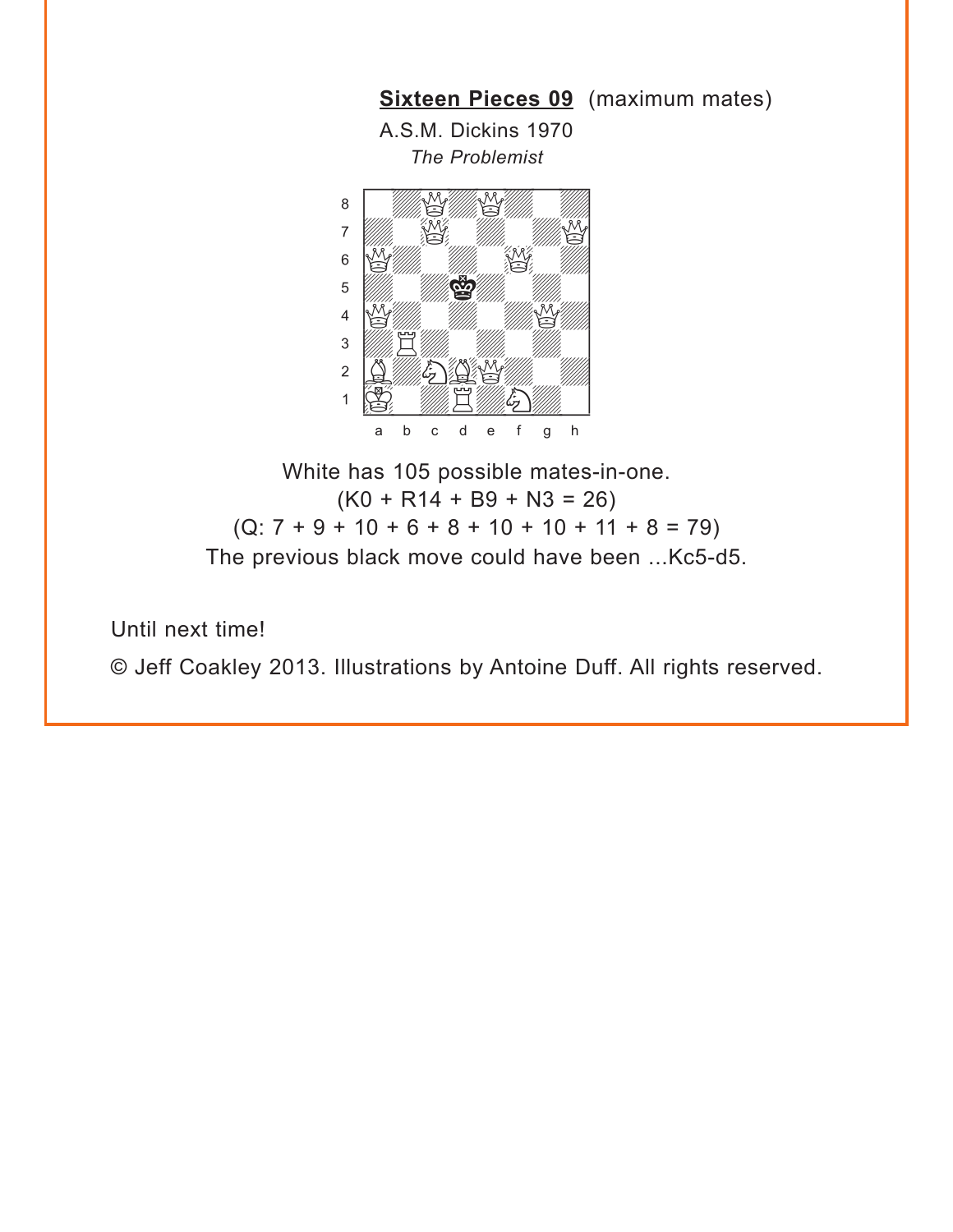**Sixteen Pieces 09** (maximum mates)

A.S.M. Dickins 1970

*The Problemist*

White has 105 possible mates-in-one.

(K0 + R14 + B9 + N3 = 26)

(Q: 7 + 9 + 10 + 6 + 8 + 10 + 10 + 11 + 8 = 79)

The previous black move could have been ...Kc5-d5.

Until next time!

© Jeff Coakley 2013. Illustrations by Antoine Duff. All rights reserved.